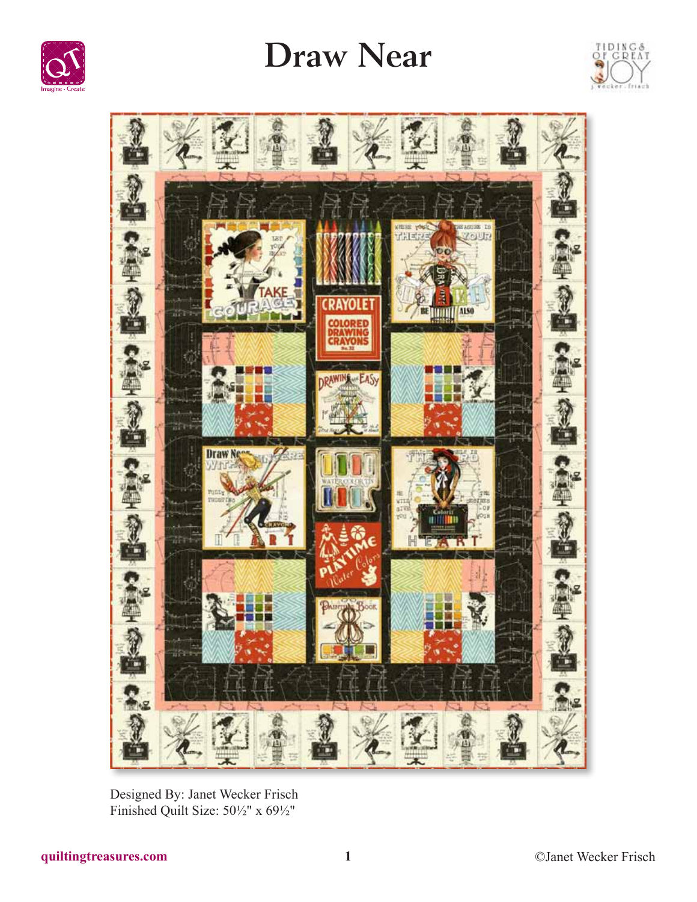# Draw Near

Designed By: Janet Wecker Frisch
Finished Quilt Size: 50½" x 69½"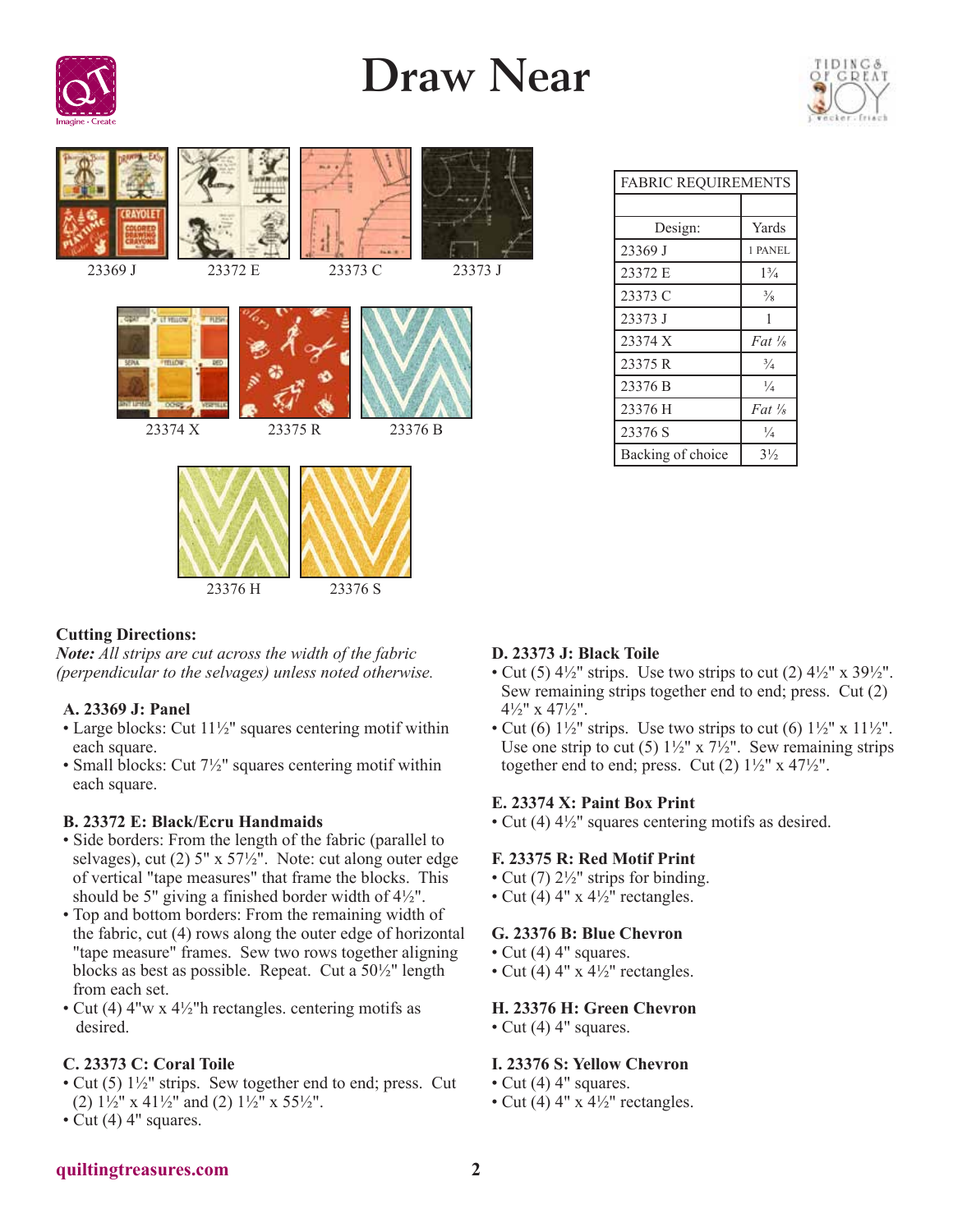# Draw Near

23369 J

23372 E

23373 C

23373 J

23374 X

23375 R

23376 B

23376 H

23376 S

| FABRIC REQUIREMENTS | |
|---|---|
| | |
| Design: | Yards |
| 23369 J | 1 PANEL |
| 23372 E | 1¾ |
| 23373 C | ⅜ |
| 23373 J | 1 |
| 23374 X | *Fat ⅛* |
| 23375 R | ¾ |
| 23376 B | ¼ |
| 23376 H | *Fat ⅛* |
| 23376 S | ¼ |
| Backing of choice | 3½ |

**Cutting Directions:**

***Note:*** *All strips are cut across the width of the fabric (perpendicular to the selvages) unless noted otherwise.*

**A. 23369 J: Panel**

- Large blocks: Cut 11½" squares centering motif within each square.
- Small blocks: Cut 7½" squares centering motif within each square.

**B. 23372 E: Black/Ecru Handmaids**

- Side borders: From the length of the fabric (parallel to selvages), cut (2) 5" x 57½". Note: cut along outer edge of vertical "tape measures" that frame the blocks. This should be 5" giving a finished border width of 4½".
- Top and bottom borders: From the remaining width of the fabric, cut (4) rows along the outer edge of horizontal "tape measure" frames. Sew two rows together aligning blocks as best as possible. Repeat. Cut a 50½" length from each set.
- Cut (4) 4"w x 4½"h rectangles. centering motifs as desired.

**C. 23373 C: Coral Toile**

- Cut (5) 1½" strips. Sew together end to end; press. Cut (2) 1½" x 41½" and (2) 1½" x 55½".
- Cut (4) 4" squares.

**D. 23373 J: Black Toile**

- Cut (5) 4½" strips. Use two strips to cut (2) 4½" x 39½". Sew remaining strips together end to end; press. Cut (2) 4½" x 47½".
- Cut (6) 1½" strips. Use two strips to cut (6) 1½" x 11½". Use one strip to cut (5) 1½" x 7½". Sew remaining strips together end to end; press. Cut (2) 1½" x 47½".

**E. 23374 X: Paint Box Print**

- Cut (4) 4½" squares centering motifs as desired.

**F. 23375 R: Red Motif Print**

- Cut (7) 2½" strips for binding.
- Cut (4) 4" x 4½" rectangles.

**G. 23376 B: Blue Chevron**

- Cut (4) 4" squares.
- Cut (4) 4" x 4½" rectangles.

**H. 23376 H: Green Chevron**

- Cut (4) 4" squares.

**I. 23376 S: Yellow Chevron**

- Cut (4) 4" squares.
- Cut (4) 4" x 4½" rectangles.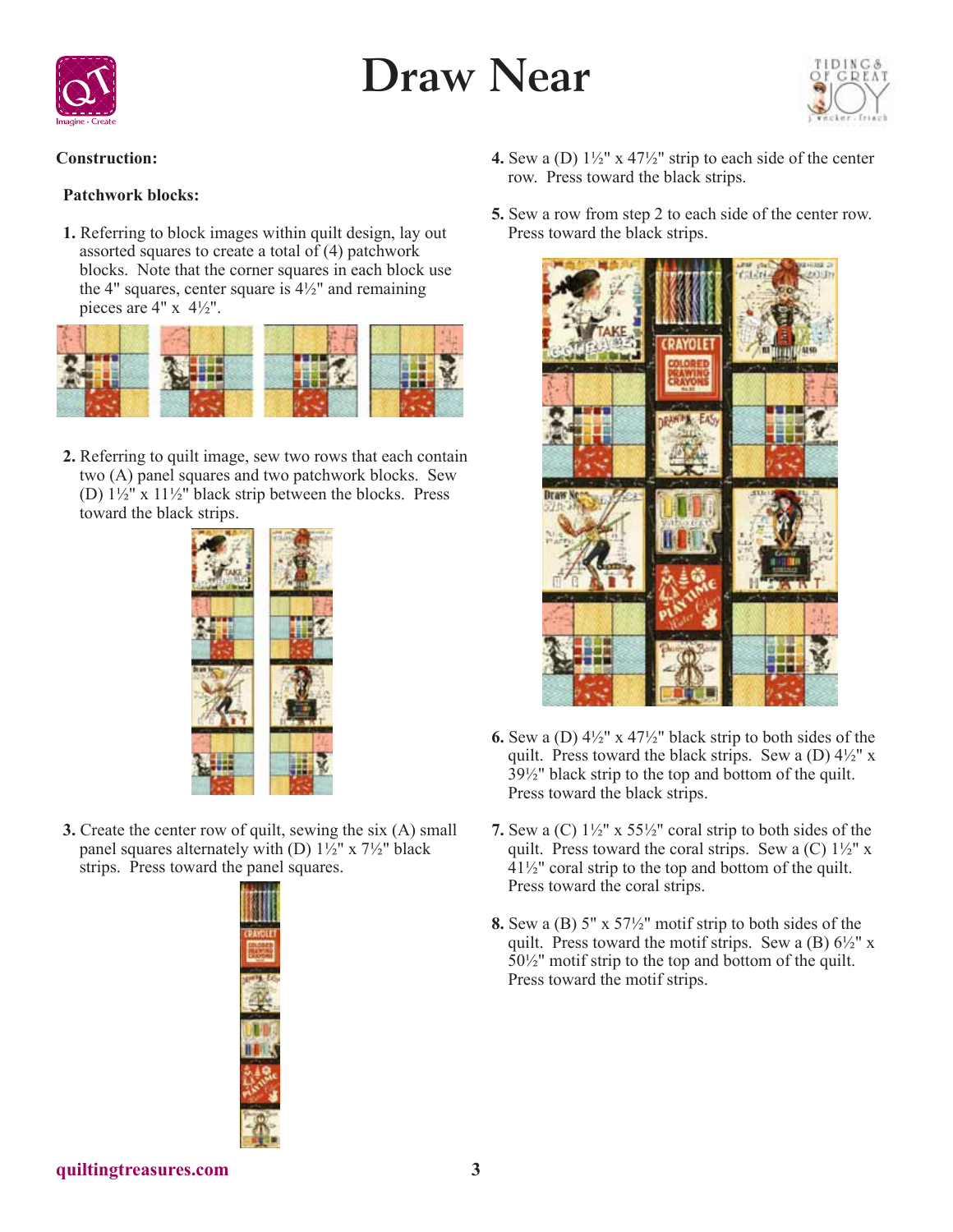# Draw Near

**Construction:**

**Patchwork blocks:**

1. Referring to block images within quilt design, lay out assorted squares to create a total of (4) patchwork blocks. Note that the corner squares in each block use the 4" squares, center square is 4½" and remaining pieces are 4" x 4½".

2. Referring to quilt image, sew two rows that each contain two (A) panel squares and two patchwork blocks. Sew (D) 1½" x 11½" black strip between the blocks. Press toward the black strips.

3. Create the center row of quilt, sewing the six (A) small panel squares alternately with (D) 1½" x 7½" black strips. Press toward the panel squares.

4. Sew a (D) 1½" x 47½" strip to each side of the center row. Press toward the black strips.

5. Sew a row from step 2 to each side of the center row. Press toward the black strips.

6. Sew a (D) 4½" x 47½" black strip to both sides of the quilt. Press toward the black strips. Sew a (D) 4½" x 39½" black strip to the top and bottom of the quilt. Press toward the black strips.

7. Sew a (C) 1½" x 55½" coral strip to both sides of the quilt. Press toward the coral strips. Sew a (C) 1½" x 41½" coral strip to the top and bottom of the quilt. Press toward the coral strips.

8. Sew a (B) 5" x 57½" motif strip to both sides of the quilt. Press toward the motif strips. Sew a (B) 6½" x 50½" motif strip to the top and bottom of the quilt. Press toward the motif strips.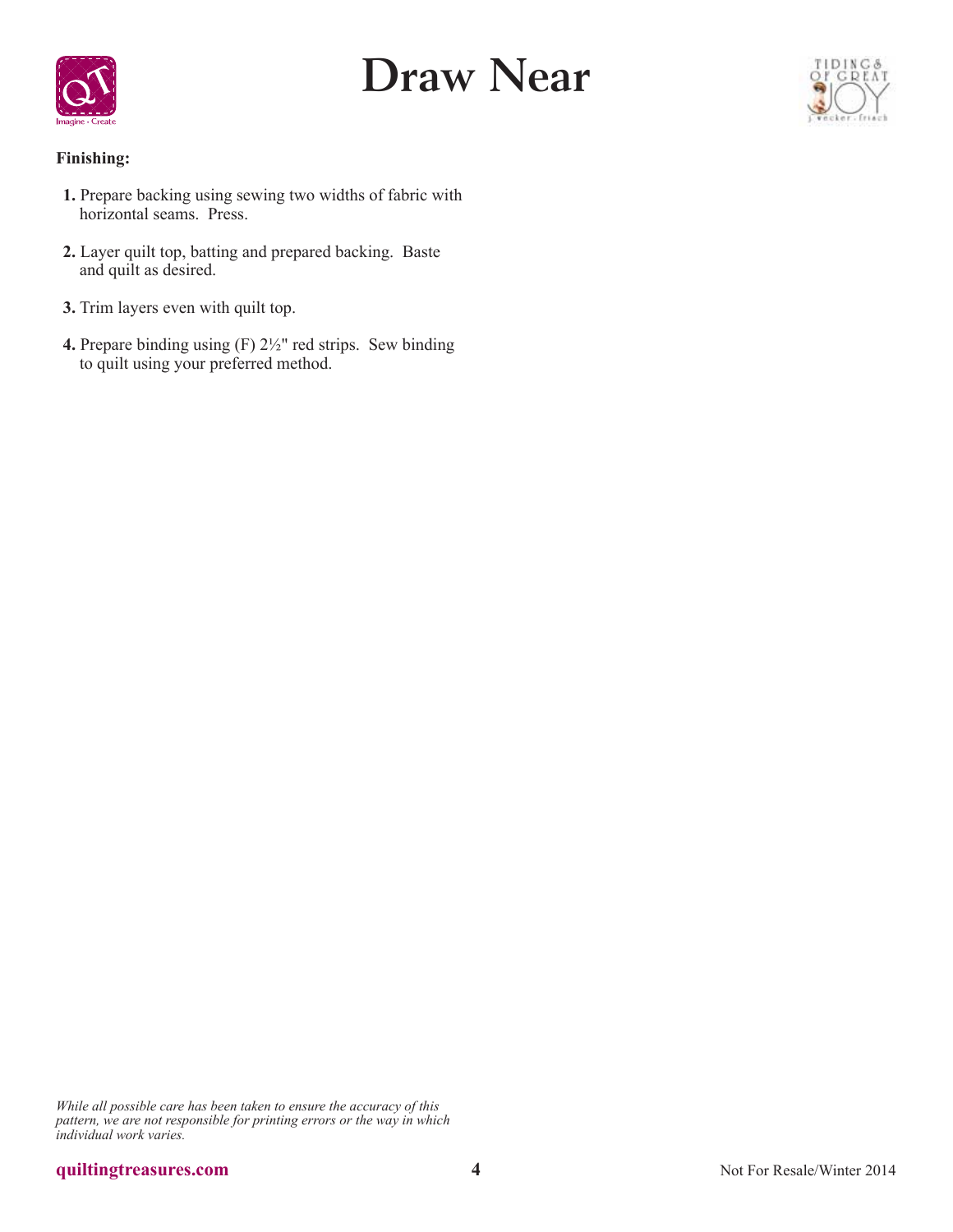# Draw Near

**Finishing:**

1. Prepare backing using sewing two widths of fabric with horizontal seams. Press.

2. Layer quilt top, batting and prepared backing. Baste and quilt as desired.

3. Trim layers even with quilt top.

4. Prepare binding using (F) 2½" red strips. Sew binding to quilt using your preferred method.

*While all possible care has been taken to ensure the accuracy of this pattern, we are not responsible for printing errors or the way in which individual work varies.*